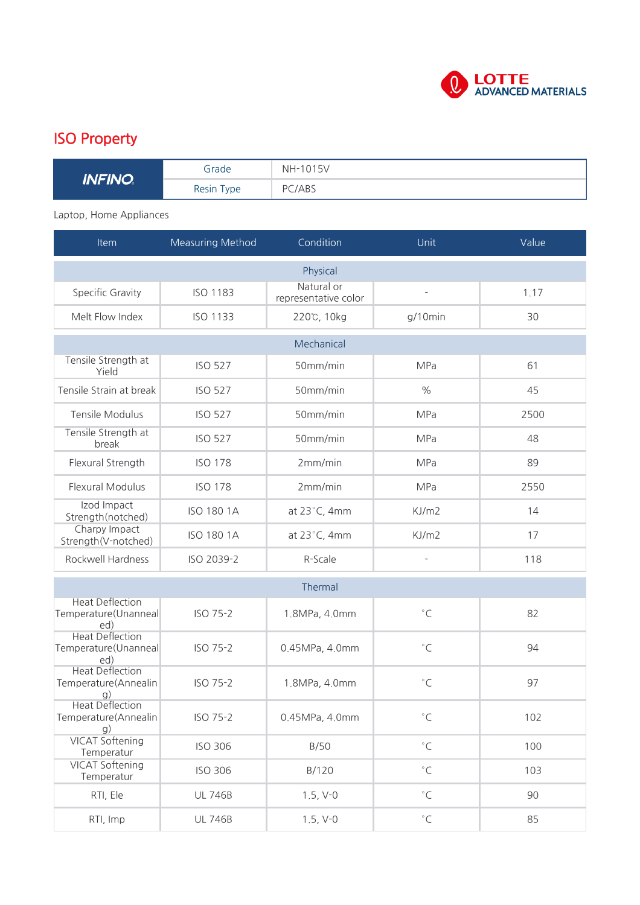LOTTE ADVANCED MATERIALS

## ISO Property

| INFINO | Grade | NH-1015V |
|---|---|---|
| | Resin Type | PC/ABS |

Laptop, Home Appliances

| Item | Measuring Method | Condition | Unit | Value |
|---|---|---|---|---|
| **Physical** | | | | |
| Specific Gravity | ISO 1183 | Natural or representative color | - | 1.17 |
| Melt Flow Index | ISO 1133 | 220℃, 10kg | g/10min | 30 |
| **Mechanical** | | | | |
| Tensile Strength at Yield | ISO 527 | 50mm/min | MPa | 61 |
| Tensile Strain at break | ISO 527 | 50mm/min | % | 45 |
| Tensile Modulus | ISO 527 | 50mm/min | MPa | 2500 |
| Tensile Strength at break | ISO 527 | 50mm/min | MPa | 48 |
| Flexural Strength | ISO 178 | 2mm/min | MPa | 89 |
| Flexural Modulus | ISO 178 | 2mm/min | MPa | 2550 |
| Izod Impact Strength(notched) | ISO 180 1A | at 23˚C, 4mm | KJ/m2 | 14 |
| Charpy Impact Strength(V-notched) | ISO 180 1A | at 23˚C, 4mm | KJ/m2 | 17 |
| Rockwell Hardness | ISO 2039-2 | R-Scale | - | 118 |
| **Thermal** | | | | |
| Heat Deflection Temperature(Unannealed) | ISO 75-2 | 1.8MPa, 4.0mm | ˚C | 82 |
| Heat Deflection Temperature(Unannealed) | ISO 75-2 | 0.45MPa, 4.0mm | ˚C | 94 |
| Heat Deflection Temperature(Annealing) | ISO 75-2 | 1.8MPa, 4.0mm | ˚C | 97 |
| Heat Deflection Temperature(Annealing) | ISO 75-2 | 0.45MPa, 4.0mm | ˚C | 102 |
| VICAT Softening Temperatur | ISO 306 | B/50 | ˚C | 100 |
| VICAT Softening Temperatur | ISO 306 | B/120 | ˚C | 103 |
| RTI, Ele | UL 746B | 1.5, V-0 | ˚C | 90 |
| RTI, Imp | UL 746B | 1.5, V-0 | ˚C | 85 |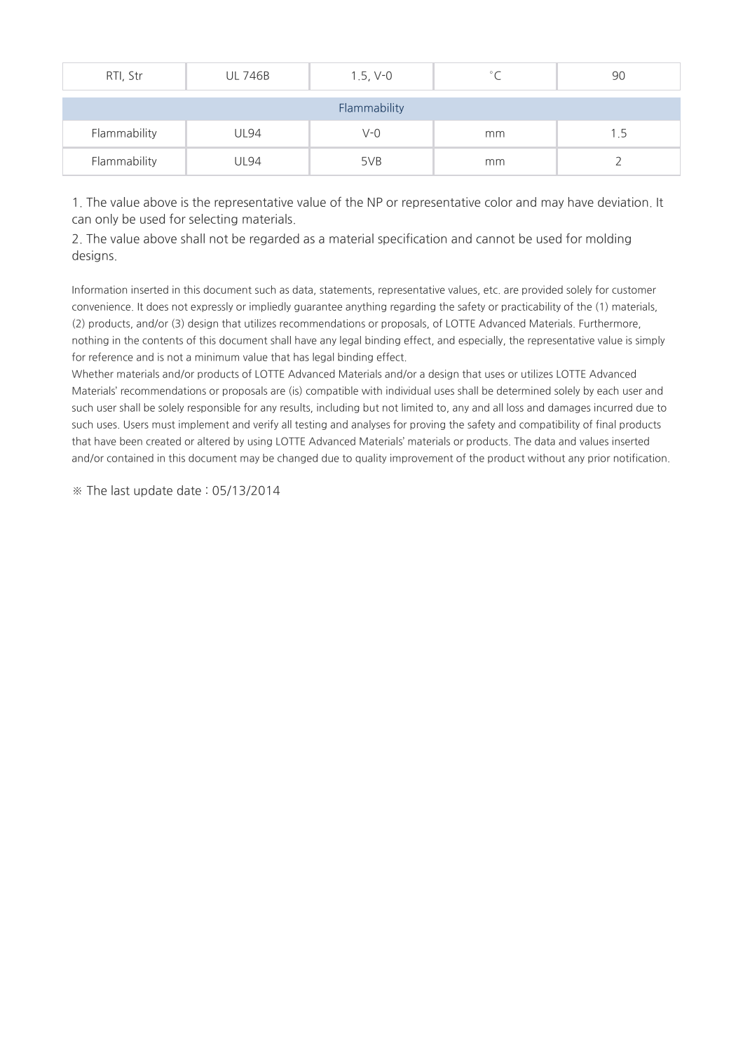| | | | | |
|---|---|---|---|---|
| RTI, Str | UL 746B | 1.5, V-0 | °C | 90 |
| Flammability | | | | |
| Flammability | UL94 | V-0 | mm | 1.5 |
| Flammability | UL94 | 5VB | mm | 2 |

1. The value above is the representative value of the NP or representative color and may have deviation. It can only be used for selecting materials.
2. The value above shall not be regarded as a material specification and cannot be used for molding designs.

Information inserted in this document such as data, statements, representative values, etc. are provided solely for customer convenience. It does not expressly or impliedly guarantee anything regarding the safety or practicability of the (1) materials, (2) products, and/or (3) design that utilizes recommendations or proposals, of LOTTE Advanced Materials. Furthermore, nothing in the contents of this document shall have any legal binding effect, and especially, the representative value is simply for reference and is not a minimum value that has legal binding effect.
Whether materials and/or products of LOTTE Advanced Materials and/or a design that uses or utilizes LOTTE Advanced Materials' recommendations or proposals are (is) compatible with individual uses shall be determined solely by each user and such user shall be solely responsible for any results, including but not limited to, any and all loss and damages incurred due to such uses. Users must implement and verify all testing and analyses for proving the safety and compatibility of final products that have been created or altered by using LOTTE Advanced Materials' materials or products. The data and values inserted and/or contained in this document may be changed due to quality improvement of the product without any prior notification.

※ The last update date : 05/13/2014